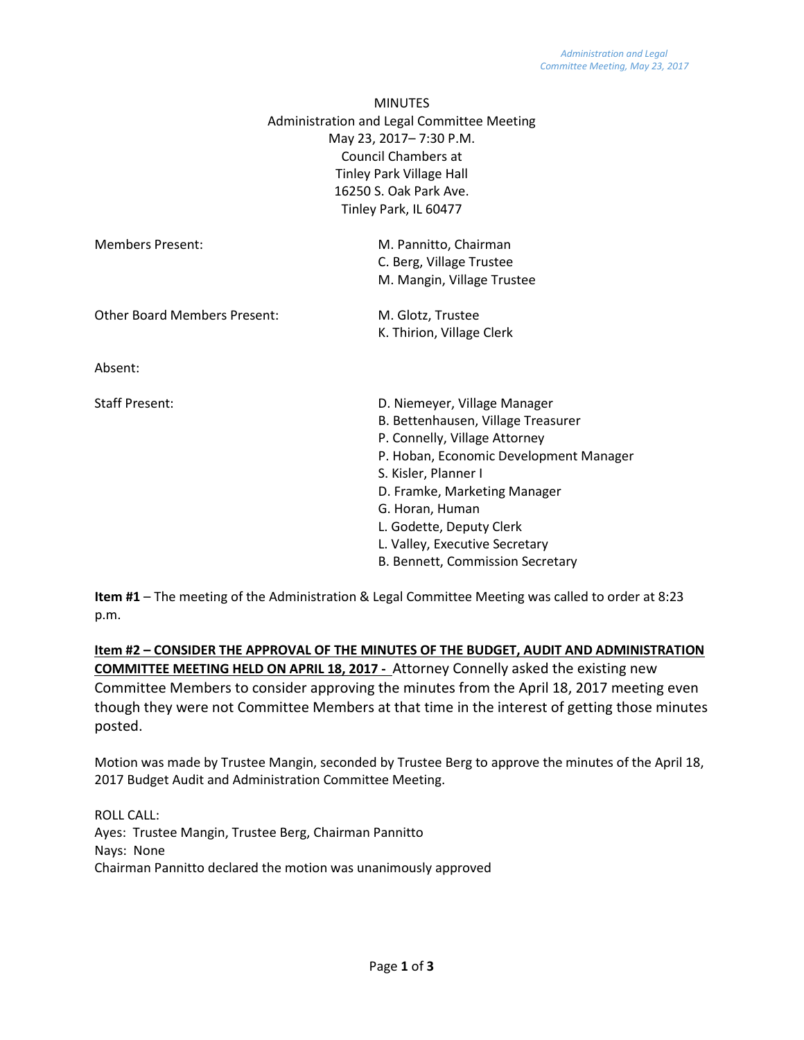MINUTES

Administration and Legal Committee Meeting

May 23, 2017– 7:30 P.M.

Council Chambers at

Tinley Park Village Hall

16250 S. Oak Park Ave.

Tinley Park, IL 60477

| | |
|---|---|
| Members Present: | M. Pannitto, Chairman |
| | C. Berg, Village Trustee |
| | M. Mangin, Village Trustee |
| Other Board Members Present: | M. Glotz, Trustee |
| | K. Thirion, Village Clerk |
| Absent: | |
| Staff Present: | D. Niemeyer, Village Manager |
| | B. Bettenhausen, Village Treasurer |
| | P. Connelly, Village Attorney |
| | P. Hoban, Economic Development Manager |
| | S. Kisler, Planner I |
| | D. Framke, Marketing Manager |
| | G. Horan, Human |
| | L. Godette, Deputy Clerk |
| | L. Valley, Executive Secretary |
| | B. Bennett, Commission Secretary |

**Item #1** – The meeting of the Administration & Legal Committee Meeting was called to order at 8:23 p.m.

**Item #2 – CONSIDER THE APPROVAL OF THE MINUTES OF THE BUDGET, AUDIT AND ADMINISTRATION COMMITTEE MEETING HELD ON APRIL 18, 2017 -** Attorney Connelly asked the existing new Committee Members to consider approving the minutes from the April 18, 2017 meeting even though they were not Committee Members at that time in the interest of getting those minutes posted.

Motion was made by Trustee Mangin, seconded by Trustee Berg to approve the minutes of the April 18, 2017 Budget Audit and Administration Committee Meeting.

ROLL CALL:
Ayes: Trustee Mangin, Trustee Berg, Chairman Pannitto
Nays: None
Chairman Pannitto declared the motion was unanimously approved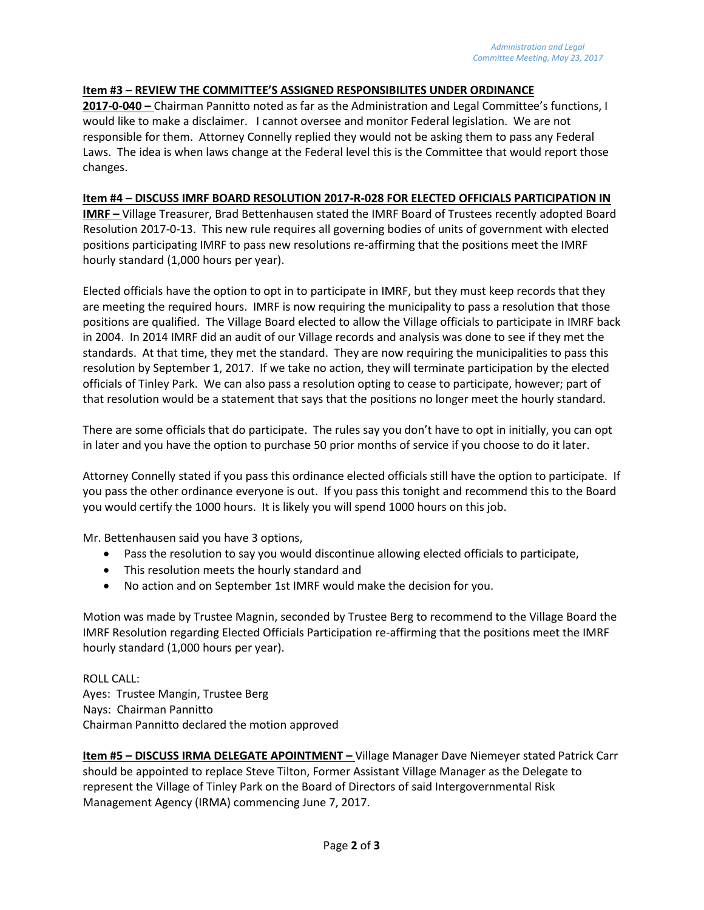**Item #3 – REVIEW THE COMMITTEE'S ASSIGNED RESPONSIBILITES UNDER ORDINANCE 2017-0-040 –** Chairman Pannitto noted as far as the Administration and Legal Committee's functions, I would like to make a disclaimer. I cannot oversee and monitor Federal legislation. We are not responsible for them. Attorney Connelly replied they would not be asking them to pass any Federal Laws. The idea is when laws change at the Federal level this is the Committee that would report those changes.

**Item #4 – DISCUSS IMRF BOARD RESOLUTION 2017-R-028 FOR ELECTED OFFICIALS PARTICIPATION IN IMRF –** Village Treasurer, Brad Bettenhausen stated the IMRF Board of Trustees recently adopted Board Resolution 2017-0-13. This new rule requires all governing bodies of units of government with elected positions participating IMRF to pass new resolutions re-affirming that the positions meet the IMRF hourly standard (1,000 hours per year).

Elected officials have the option to opt in to participate in IMRF, but they must keep records that they are meeting the required hours. IMRF is now requiring the municipality to pass a resolution that those positions are qualified. The Village Board elected to allow the Village officials to participate in IMRF back in 2004. In 2014 IMRF did an audit of our Village records and analysis was done to see if they met the standards. At that time, they met the standard. They are now requiring the municipalities to pass this resolution by September 1, 2017. If we take no action, they will terminate participation by the elected officials of Tinley Park. We can also pass a resolution opting to cease to participate, however; part of that resolution would be a statement that says that the positions no longer meet the hourly standard.

There are some officials that do participate. The rules say you don't have to opt in initially, you can opt in later and you have the option to purchase 50 prior months of service if you choose to do it later.

Attorney Connelly stated if you pass this ordinance elected officials still have the option to participate. If you pass the other ordinance everyone is out. If you pass this tonight and recommend this to the Board you would certify the 1000 hours. It is likely you will spend 1000 hours on this job.

Mr. Bettenhausen said you have 3 options,

- Pass the resolution to say you would discontinue allowing elected officials to participate,
- This resolution meets the hourly standard and
- No action and on September 1st IMRF would make the decision for you.

Motion was made by Trustee Magnin, seconded by Trustee Berg to recommend to the Village Board the IMRF Resolution regarding Elected Officials Participation re-affirming that the positions meet the IMRF hourly standard (1,000 hours per year).

ROLL CALL:
Ayes: Trustee Mangin, Trustee Berg
Nays: Chairman Pannitto
Chairman Pannitto declared the motion approved

**Item #5 – DISCUSS IRMA DELEGATE APOINTMENT –** Village Manager Dave Niemeyer stated Patrick Carr should be appointed to replace Steve Tilton, Former Assistant Village Manager as the Delegate to represent the Village of Tinley Park on the Board of Directors of said Intergovernmental Risk Management Agency (IRMA) commencing June 7, 2017.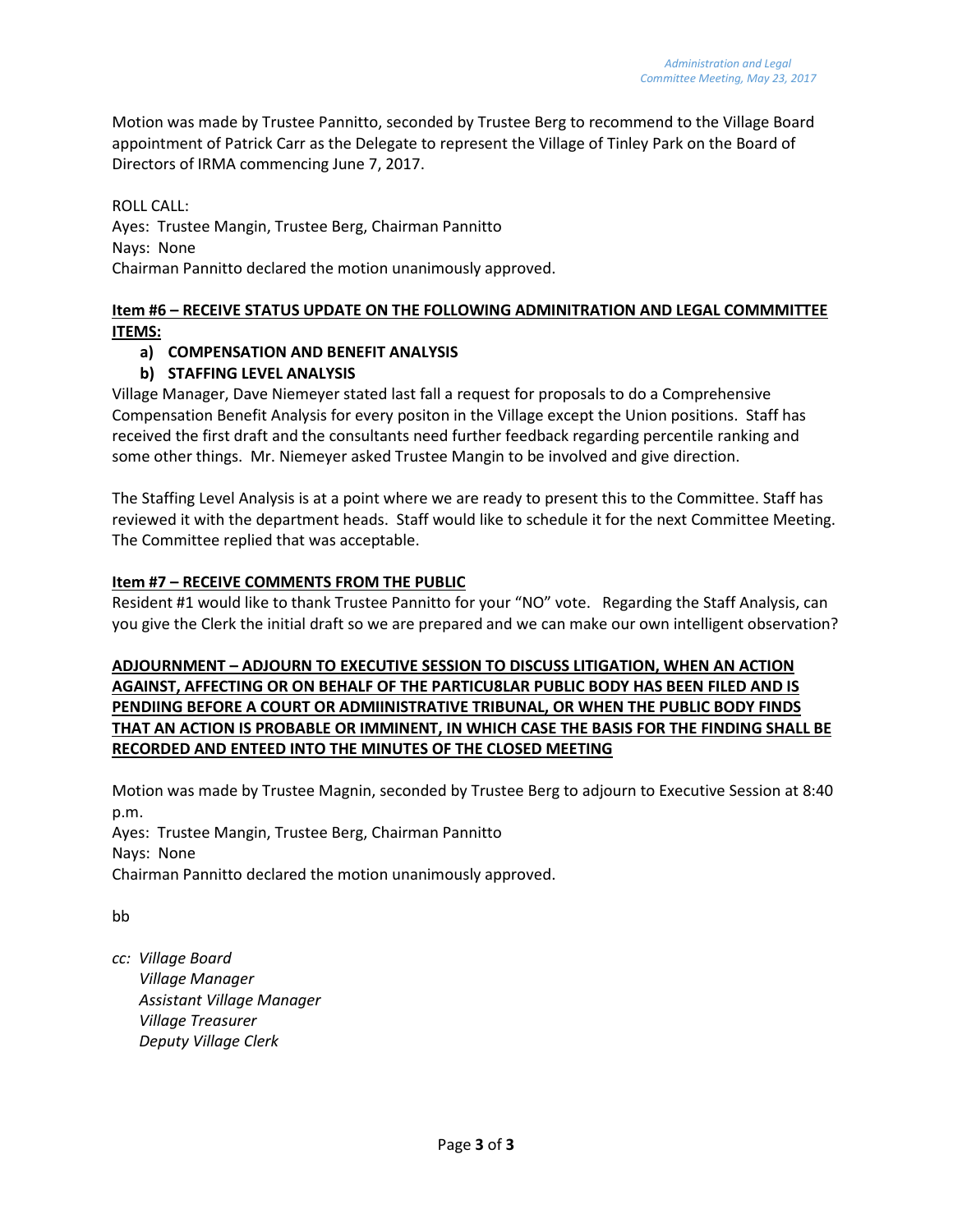Motion was made by Trustee Pannitto, seconded by Trustee Berg to recommend to the Village Board appointment of Patrick Carr as the Delegate to represent the Village of Tinley Park on the Board of Directors of IRMA commencing June 7, 2017.

ROLL CALL:
Ayes: Trustee Mangin, Trustee Berg, Chairman Pannitto
Nays: None
Chairman Pannitto declared the motion unanimously approved.

**Item #6 – RECEIVE STATUS UPDATE ON THE FOLLOWING ADMINITRATION AND LEGAL COMMMITTEE ITEMS:**

a) **COMPENSATION AND BENEFIT ANALYSIS**
b) **STAFFING LEVEL ANALYSIS**

Village Manager, Dave Niemeyer stated last fall a request for proposals to do a Comprehensive Compensation Benefit Analysis for every positon in the Village except the Union positions. Staff has received the first draft and the consultants need further feedback regarding percentile ranking and some other things. Mr. Niemeyer asked Trustee Mangin to be involved and give direction.

The Staffing Level Analysis is at a point where we are ready to present this to the Committee. Staff has reviewed it with the department heads. Staff would like to schedule it for the next Committee Meeting. The Committee replied that was acceptable.

**Item #7 – RECEIVE COMMENTS FROM THE PUBLIC**

Resident #1 would like to thank Trustee Pannitto for your "NO" vote. Regarding the Staff Analysis, can you give the Clerk the initial draft so we are prepared and we can make our own intelligent observation?

**ADJOURNMENT – ADJOURN TO EXECUTIVE SESSION TO DISCUSS LITIGATION, WHEN AN ACTION AGAINST, AFFECTING OR ON BEHALF OF THE PARTICU8LAR PUBLIC BODY HAS BEEN FILED AND IS PENDIING BEFORE A COURT OR ADMIINISTRATIVE TRIBUNAL, OR WHEN THE PUBLIC BODY FINDS THAT AN ACTION IS PROBABLE OR IMMINENT, IN WHICH CASE THE BASIS FOR THE FINDING SHALL BE RECORDED AND ENTEED INTO THE MINUTES OF THE CLOSED MEETING**

Motion was made by Trustee Magnin, seconded by Trustee Berg to adjourn to Executive Session at 8:40 p.m.
Ayes: Trustee Mangin, Trustee Berg, Chairman Pannitto
Nays: None
Chairman Pannitto declared the motion unanimously approved.

bb

*cc: Village Board*
*Village Manager*
*Assistant Village Manager*
*Village Treasurer*
*Deputy Village Clerk*